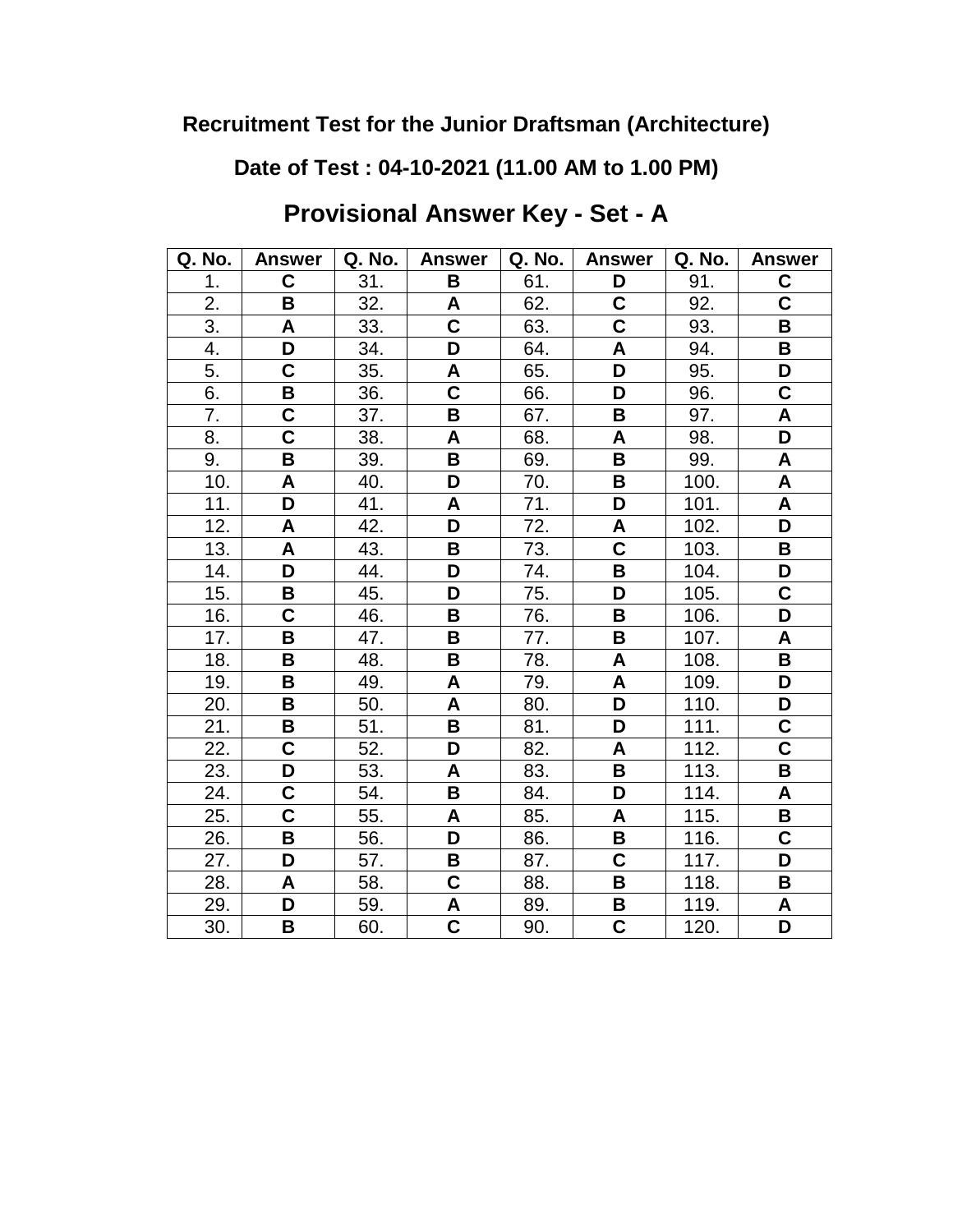# Recruitment Test for the Junior Draftsman (Architecture)

## Date of Test : 04-10-2021 (11.00 AM to 1.00 PM)

## Provisional Answer Key - Set - A

| Q. No. | Answer | Q. No. | Answer | Q. No. | Answer | Q. No. | Answer |
|---|---|---|---|---|---|---|---|
| 1. | **C** | 31. | **B** | 61. | **D** | 91. | **C** |
| 2. | **B** | 32. | **A** | 62. | **C** | 92. | **C** |
| 3. | **A** | 33. | **C** | 63. | **C** | 93. | **B** |
| 4. | **D** | 34. | **D** | 64. | **A** | 94. | **B** |
| 5. | **C** | 35. | **A** | 65. | **D** | 95. | **D** |
| 6. | **B** | 36. | **C** | 66. | **D** | 96. | **C** |
| 7. | **C** | 37. | **B** | 67. | **B** | 97. | **A** |
| 8. | **C** | 38. | **A** | 68. | **A** | 98. | **D** |
| 9. | **B** | 39. | **B** | 69. | **B** | 99. | **A** |
| 10. | **A** | 40. | **D** | 70. | **B** | 100. | **A** |
| 11. | **D** | 41. | **A** | 71. | **D** | 101. | **A** |
| 12. | **A** | 42. | **D** | 72. | **A** | 102. | **D** |
| 13. | **A** | 43. | **B** | 73. | **C** | 103. | **B** |
| 14. | **D** | 44. | **D** | 74. | **B** | 104. | **D** |
| 15. | **B** | 45. | **D** | 75. | **D** | 105. | **C** |
| 16. | **C** | 46. | **B** | 76. | **B** | 106. | **D** |
| 17. | **B** | 47. | **B** | 77. | **B** | 107. | **A** |
| 18. | **B** | 48. | **B** | 78. | **A** | 108. | **B** |
| 19. | **B** | 49. | **A** | 79. | **A** | 109. | **D** |
| 20. | **B** | 50. | **A** | 80. | **D** | 110. | **D** |
| 21. | **B** | 51. | **B** | 81. | **D** | 111. | **C** |
| 22. | **C** | 52. | **D** | 82. | **A** | 112. | **C** |
| 23. | **D** | 53. | **A** | 83. | **B** | 113. | **B** |
| 24. | **C** | 54. | **B** | 84. | **D** | 114. | **A** |
| 25. | **C** | 55. | **A** | 85. | **A** | 115. | **B** |
| 26. | **B** | 56. | **D** | 86. | **B** | 116. | **C** |
| 27. | **D** | 57. | **B** | 87. | **C** | 117. | **D** |
| 28. | **A** | 58. | **C** | 88. | **B** | 118. | **B** |
| 29. | **D** | 59. | **A** | 89. | **B** | 119. | **A** |
| 30. | **B** | 60. | **C** | 90. | **C** | 120. | **D** |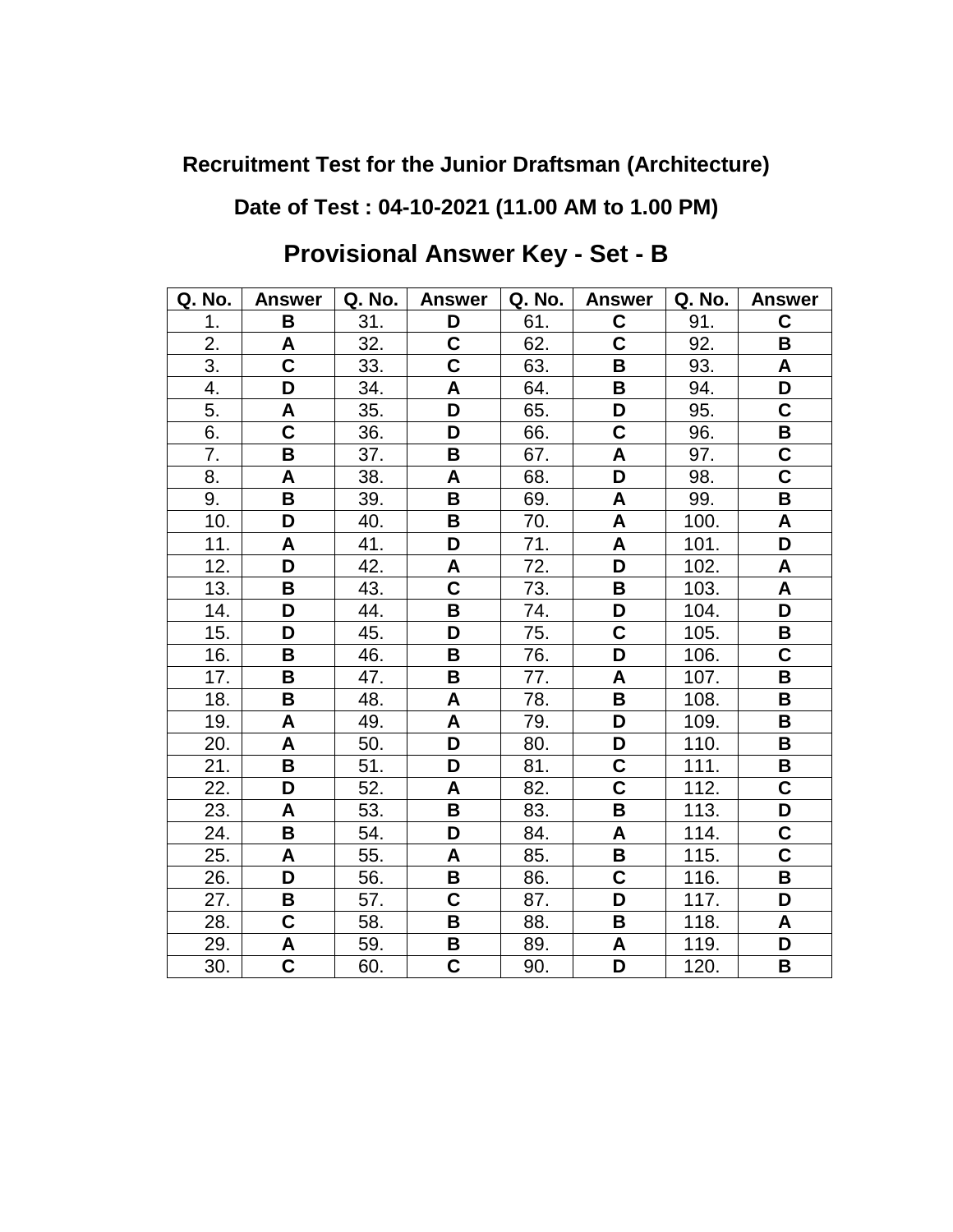**Recruitment Test for the Junior Draftsman (Architecture)**

**Date of Test : 04-10-2021 (11.00 AM to 1.00 PM)**

## Provisional Answer Key - Set - B

| Q. No. | Answer | Q. No. | Answer | Q. No. | Answer | Q. No. | Answer |
|---|---|---|---|---|---|---|---|
| 1. | **B** | 31. | **D** | 61. | **C** | 91. | **C** |
| 2. | **A** | 32. | **C** | 62. | **C** | 92. | **B** |
| 3. | **C** | 33. | **C** | 63. | **B** | 93. | **A** |
| 4. | **D** | 34. | **A** | 64. | **B** | 94. | **D** |
| 5. | **A** | 35. | **D** | 65. | **D** | 95. | **C** |
| 6. | **C** | 36. | **D** | 66. | **C** | 96. | **B** |
| 7. | **B** | 37. | **B** | 67. | **A** | 97. | **C** |
| 8. | **A** | 38. | **A** | 68. | **D** | 98. | **C** |
| 9. | **B** | 39. | **B** | 69. | **A** | 99. | **B** |
| 10. | **D** | 40. | **B** | 70. | **A** | 100. | **A** |
| 11. | **A** | 41. | **D** | 71. | **A** | 101. | **D** |
| 12. | **D** | 42. | **A** | 72. | **D** | 102. | **A** |
| 13. | **B** | 43. | **C** | 73. | **B** | 103. | **A** |
| 14. | **D** | 44. | **B** | 74. | **D** | 104. | **D** |
| 15. | **D** | 45. | **D** | 75. | **C** | 105. | **B** |
| 16. | **B** | 46. | **B** | 76. | **D** | 106. | **C** |
| 17. | **B** | 47. | **B** | 77. | **A** | 107. | **B** |
| 18. | **B** | 48. | **A** | 78. | **B** | 108. | **B** |
| 19. | **A** | 49. | **A** | 79. | **D** | 109. | **B** |
| 20. | **A** | 50. | **D** | 80. | **D** | 110. | **B** |
| 21. | **B** | 51. | **D** | 81. | **C** | 111. | **B** |
| 22. | **D** | 52. | **A** | 82. | **C** | 112. | **C** |
| 23. | **A** | 53. | **B** | 83. | **B** | 113. | **D** |
| 24. | **B** | 54. | **D** | 84. | **A** | 114. | **C** |
| 25. | **A** | 55. | **A** | 85. | **B** | 115. | **C** |
| 26. | **D** | 56. | **B** | 86. | **C** | 116. | **B** |
| 27. | **B** | 57. | **C** | 87. | **D** | 117. | **D** |
| 28. | **C** | 58. | **B** | 88. | **B** | 118. | **A** |
| 29. | **A** | 59. | **B** | 89. | **A** | 119. | **D** |
| 30. | **C** | 60. | **C** | 90. | **D** | 120. | **B** |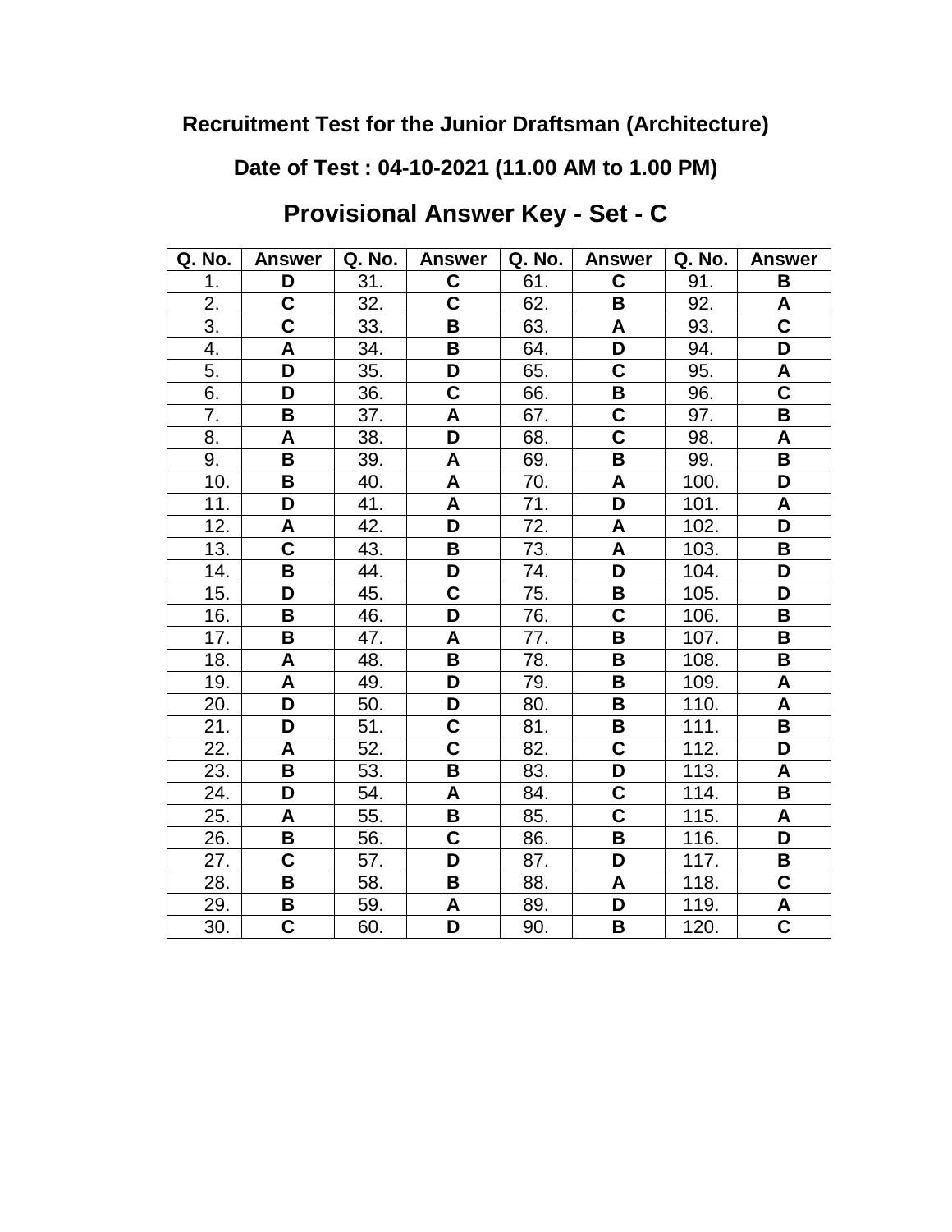**Recruitment Test for the Junior Draftsman (Architecture)**

**Date of Test : 04-10-2021 (11.00 AM to 1.00 PM)**

## Provisional Answer Key - Set - C

| Q. No. | Answer | Q. No. | Answer | Q. No. | Answer | Q. No. | Answer |
|---|---|---|---|---|---|---|---|
| 1. | **D** | 31. | **C** | 61. | **C** | 91. | **B** |
| 2. | **C** | 32. | **C** | 62. | **B** | 92. | **A** |
| 3. | **C** | 33. | **B** | 63. | **A** | 93. | **C** |
| 4. | **A** | 34. | **B** | 64. | **D** | 94. | **D** |
| 5. | **D** | 35. | **D** | 65. | **C** | 95. | **A** |
| 6. | **D** | 36. | **C** | 66. | **B** | 96. | **C** |
| 7. | **B** | 37. | **A** | 67. | **C** | 97. | **B** |
| 8. | **A** | 38. | **D** | 68. | **C** | 98. | **A** |
| 9. | **B** | 39. | **A** | 69. | **B** | 99. | **B** |
| 10. | **B** | 40. | **A** | 70. | **A** | 100. | **D** |
| 11. | **D** | 41. | **A** | 71. | **D** | 101. | **A** |
| 12. | **A** | 42. | **D** | 72. | **A** | 102. | **D** |
| 13. | **C** | 43. | **B** | 73. | **A** | 103. | **B** |
| 14. | **B** | 44. | **D** | 74. | **D** | 104. | **D** |
| 15. | **D** | 45. | **C** | 75. | **B** | 105. | **D** |
| 16. | **B** | 46. | **D** | 76. | **C** | 106. | **B** |
| 17. | **B** | 47. | **A** | 77. | **B** | 107. | **B** |
| 18. | **A** | 48. | **B** | 78. | **B** | 108. | **B** |
| 19. | **A** | 49. | **D** | 79. | **B** | 109. | **A** |
| 20. | **D** | 50. | **D** | 80. | **B** | 110. | **A** |
| 21. | **D** | 51. | **C** | 81. | **B** | 111. | **B** |
| 22. | **A** | 52. | **C** | 82. | **C** | 112. | **D** |
| 23. | **B** | 53. | **B** | 83. | **D** | 113. | **A** |
| 24. | **D** | 54. | **A** | 84. | **C** | 114. | **B** |
| 25. | **A** | 55. | **B** | 85. | **C** | 115. | **A** |
| 26. | **B** | 56. | **C** | 86. | **B** | 116. | **D** |
| 27. | **C** | 57. | **D** | 87. | **D** | 117. | **B** |
| 28. | **B** | 58. | **B** | 88. | **A** | 118. | **C** |
| 29. | **B** | 59. | **A** | 89. | **D** | 119. | **A** |
| 30. | **C** | 60. | **D** | 90. | **B** | 120. | **C** |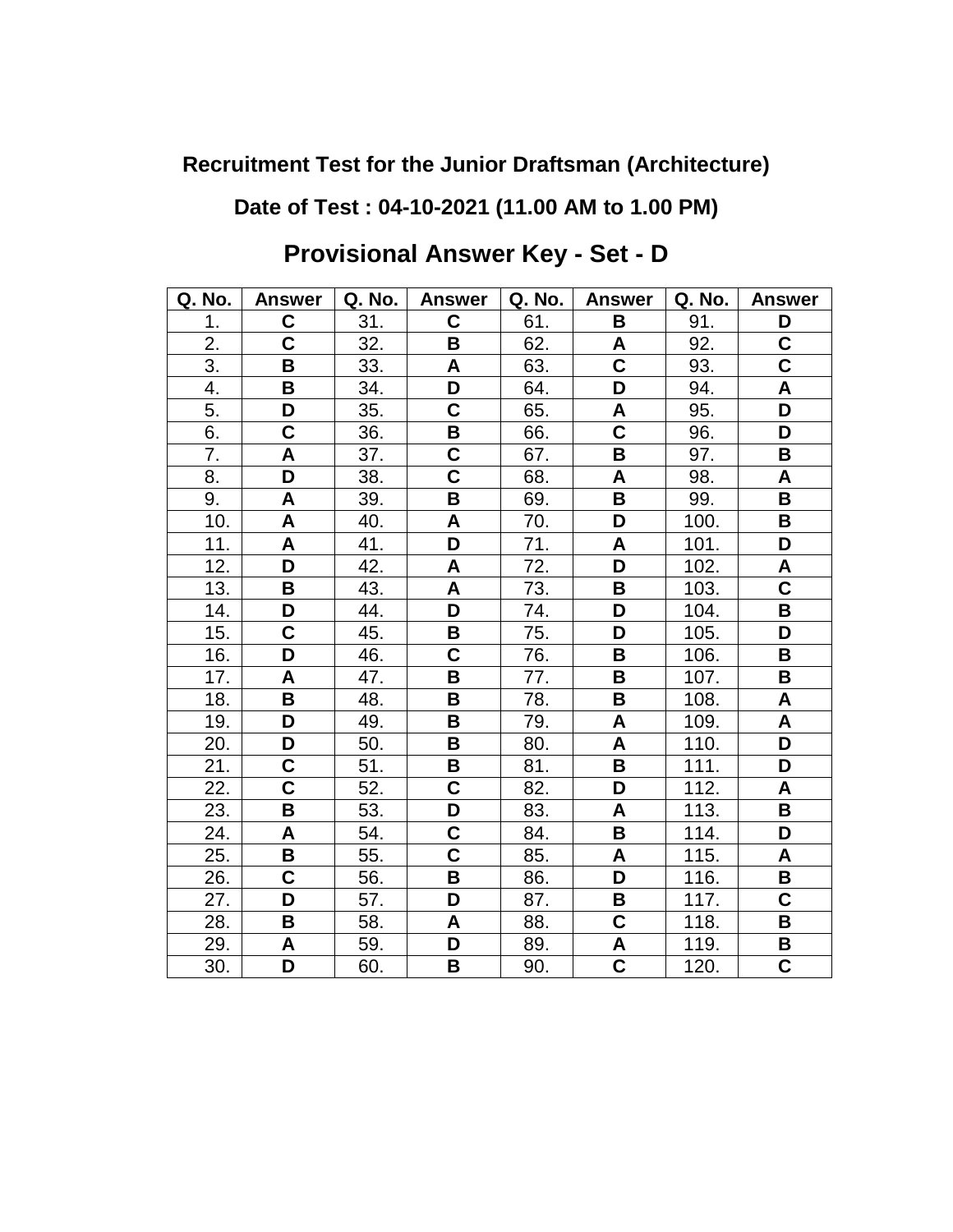**Recruitment Test for the Junior Draftsman (Architecture)**

**Date of Test : 04-10-2021 (11.00 AM to 1.00 PM)**

## Provisional Answer Key - Set - D

| Q. No. | Answer | Q. No. | Answer | Q. No. | Answer | Q. No. | Answer |
|---|---|---|---|---|---|---|---|
| 1. | **C** | 31. | **C** | 61. | **B** | 91. | **D** |
| 2. | **C** | 32. | **B** | 62. | **A** | 92. | **C** |
| 3. | **B** | 33. | **A** | 63. | **C** | 93. | **C** |
| 4. | **B** | 34. | **D** | 64. | **D** | 94. | **A** |
| 5. | **D** | 35. | **C** | 65. | **A** | 95. | **D** |
| 6. | **C** | 36. | **B** | 66. | **C** | 96. | **D** |
| 7. | **A** | 37. | **C** | 67. | **B** | 97. | **B** |
| 8. | **D** | 38. | **C** | 68. | **A** | 98. | **A** |
| 9. | **A** | 39. | **B** | 69. | **B** | 99. | **B** |
| 10. | **A** | 40. | **A** | 70. | **D** | 100. | **B** |
| 11. | **A** | 41. | **D** | 71. | **A** | 101. | **D** |
| 12. | **D** | 42. | **A** | 72. | **D** | 102. | **A** |
| 13. | **B** | 43. | **A** | 73. | **B** | 103. | **C** |
| 14. | **D** | 44. | **D** | 74. | **D** | 104. | **B** |
| 15. | **C** | 45. | **B** | 75. | **D** | 105. | **D** |
| 16. | **D** | 46. | **C** | 76. | **B** | 106. | **B** |
| 17. | **A** | 47. | **B** | 77. | **B** | 107. | **B** |
| 18. | **B** | 48. | **B** | 78. | **B** | 108. | **A** |
| 19. | **D** | 49. | **B** | 79. | **A** | 109. | **A** |
| 20. | **D** | 50. | **B** | 80. | **A** | 110. | **D** |
| 21. | **C** | 51. | **B** | 81. | **B** | 111. | **D** |
| 22. | **C** | 52. | **C** | 82. | **D** | 112. | **A** |
| 23. | **B** | 53. | **D** | 83. | **A** | 113. | **B** |
| 24. | **A** | 54. | **C** | 84. | **B** | 114. | **D** |
| 25. | **B** | 55. | **C** | 85. | **A** | 115. | **A** |
| 26. | **C** | 56. | **B** | 86. | **D** | 116. | **B** |
| 27. | **D** | 57. | **D** | 87. | **B** | 117. | **C** |
| 28. | **B** | 58. | **A** | 88. | **C** | 118. | **B** |
| 29. | **A** | 59. | **D** | 89. | **A** | 119. | **B** |
| 30. | **D** | 60. | **B** | 90. | **C** | 120. | **C** |